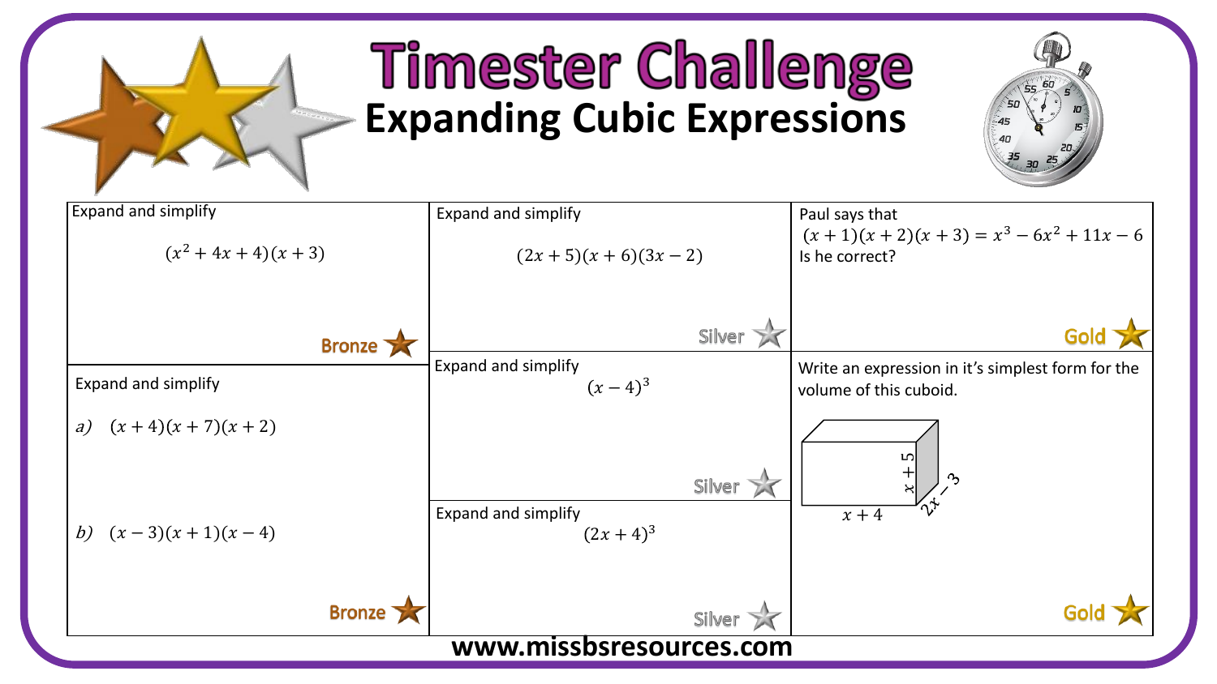# Timester Challenge

## Expanding Cubic Expressions

Expand and simplify

$$(x^2 + 4x + 4)(x + 3)$$

Bronze

Expand and simplify

*a)* $(x + 4)(x + 7)(x + 2)$

*b)* $(x - 3)(x + 1)(x - 4)$

Bronze

Expand and simplify

$$(2x + 5)(x + 6)(3x - 2)$$

Silver

Expand and simplify

$$(x - 4)^3$$

Silver

Expand and simplify

$$(2x + 4)^3$$

Silver

Paul says that

$$(x + 1)(x + 2)(x + 3) = x^3 - 6x^2 + 11x - 6$$

Is he correct?

Gold

Write an expression in it's simplest form for the volume of this cuboid.

Cuboid dimensions: $x + 4$, $x + 5$, $2x - 3$

Gold

www.missbsresources.com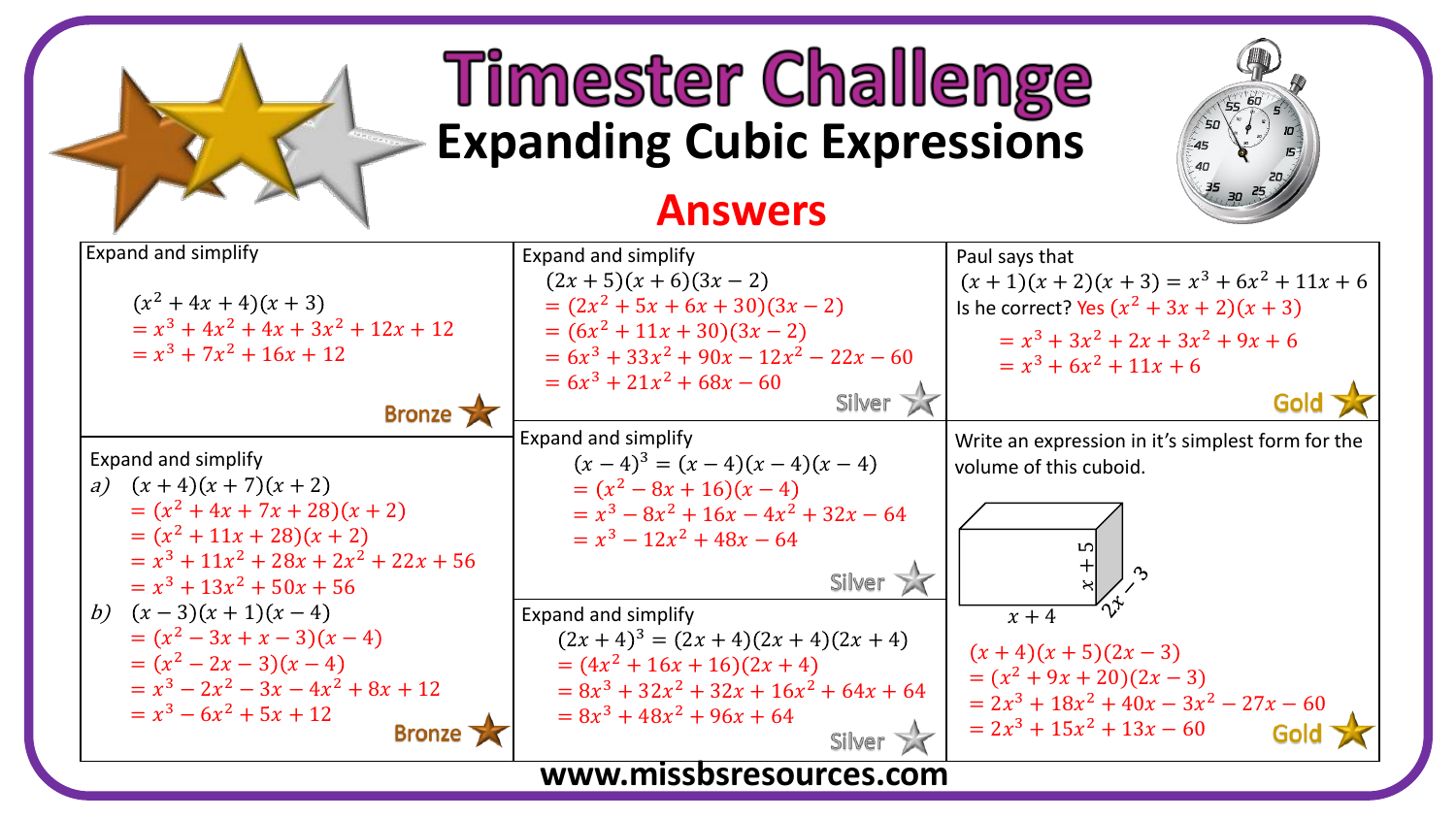# Timester Challenge

## Expanding Cubic Expressions

## Answers

Expand and simplify

$$(x^2 + 4x + 4)(x + 3)$$
$$= x^3 + 4x^2 + 4x + 3x^2 + 12x + 12$$
$$= x^3 + 7x^2 + 16x + 12$$

Bronze

Expand and simplify

a) $(x + 4)(x + 7)(x + 2)$
$$= (x^2 + 4x + 7x + 28)(x + 2)$$
$$= (x^2 + 11x + 28)(x + 2)$$
$$= x^3 + 11x^2 + 28x + 2x^2 + 22x + 56$$
$$= x^3 + 13x^2 + 50x + 56$$

b) $(x - 3)(x + 1)(x - 4)$
$$= (x^2 - 3x + x - 3)(x - 4)$$
$$= (x^2 - 2x - 3)(x - 4)$$
$$= x^3 - 2x^2 - 3x - 4x^2 + 8x + 12$$
$$= x^3 - 6x^2 + 5x + 12$$

Bronze

Expand and simplify

$$(2x + 5)(x + 6)(3x - 2)$$
$$= (2x^2 + 5x + 6x + 30)(3x - 2)$$
$$= (6x^2 + 11x + 30)(3x - 2)$$
$$= 6x^3 + 33x^2 + 90x - 12x^2 - 22x - 60$$
$$= 6x^3 + 21x^2 + 68x - 60$$

Silver

Expand and simplify

$$(x - 4)^3 = (x - 4)(x - 4)(x - 4)$$
$$= (x^2 - 8x + 16)(x - 4)$$
$$= x^3 - 8x^2 + 16x - 4x^2 + 32x - 64$$
$$= x^3 - 12x^2 + 48x - 64$$

Silver

Expand and simplify

$$(2x + 4)^3 = (2x + 4)(2x + 4)(2x + 4)$$
$$= (4x^2 + 16x + 16)(2x + 4)$$
$$= 8x^3 + 32x^2 + 32x + 16x^2 + 64x + 64$$
$$= 8x^3 + 48x^2 + 96x + 64$$

Silver

Paul says that

$$(x + 1)(x + 2)(x + 3) = x^3 + 6x^2 + 11x + 6$$

Is he correct? Yes $(x^2 + 3x + 2)(x + 3)$
$$= x^3 + 3x^2 + 2x + 3x^2 + 9x + 6$$
$$= x^3 + 6x^2 + 11x + 6$$

Gold

Write an expression in it's simplest form for the volume of this cuboid.

$x + 5$

$2x - 3$

$x + 4$

$$(x + 4)(x + 5)(2x - 3)$$
$$= (x^2 + 9x + 20)(2x - 3)$$
$$= 2x^3 + 18x^2 + 40x - 3x^2 - 27x - 60$$
$$= 2x^3 + 15x^2 + 13x - 60$$

Gold

www.missbsresources.com